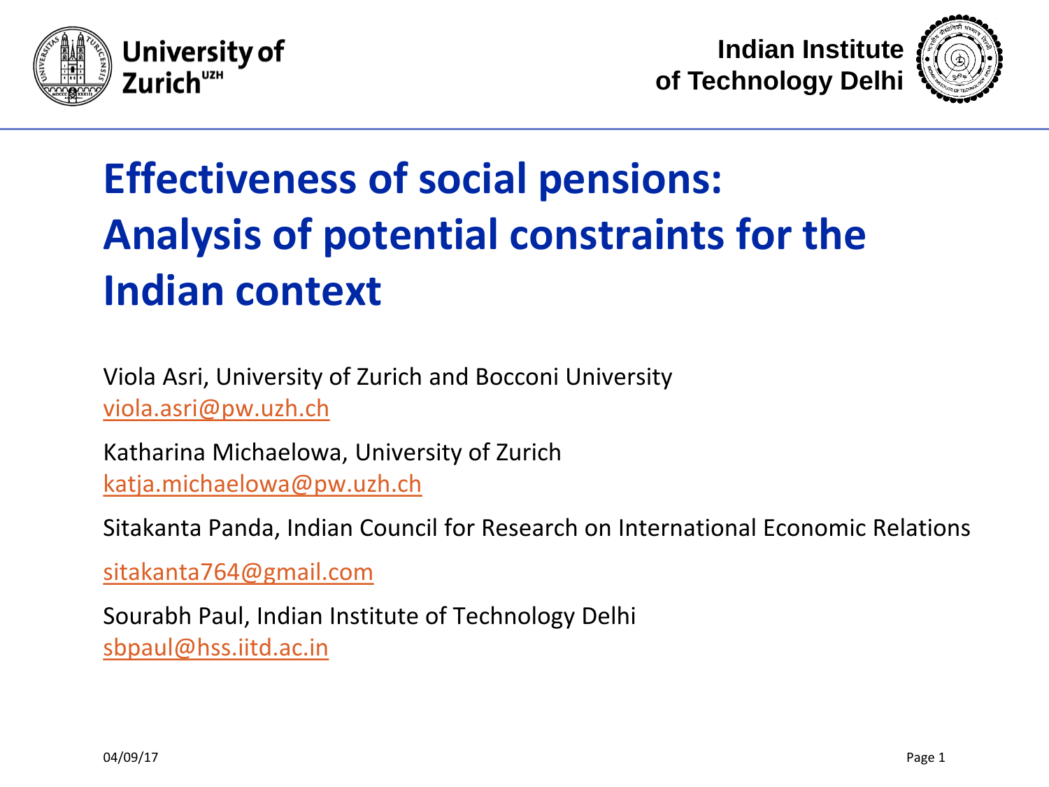University of Zurich[UZH]

Indian Institute of Technology Delhi

# Effectiveness of social pensions: Analysis of potential constraints for the Indian context

Viola Asri, University of Zurich and Bocconi University
viola.asri@pw.uzh.ch

Katharina Michaelowa, University of Zurich
katja.michaelowa@pw.uzh.ch

Sitakanta Panda, Indian Council for Research on International Economic Relations

sitakanta764@gmail.com

Sourabh Paul, Indian Institute of Technology Delhi
sbpaul@hss.iitd.ac.in

04/09/17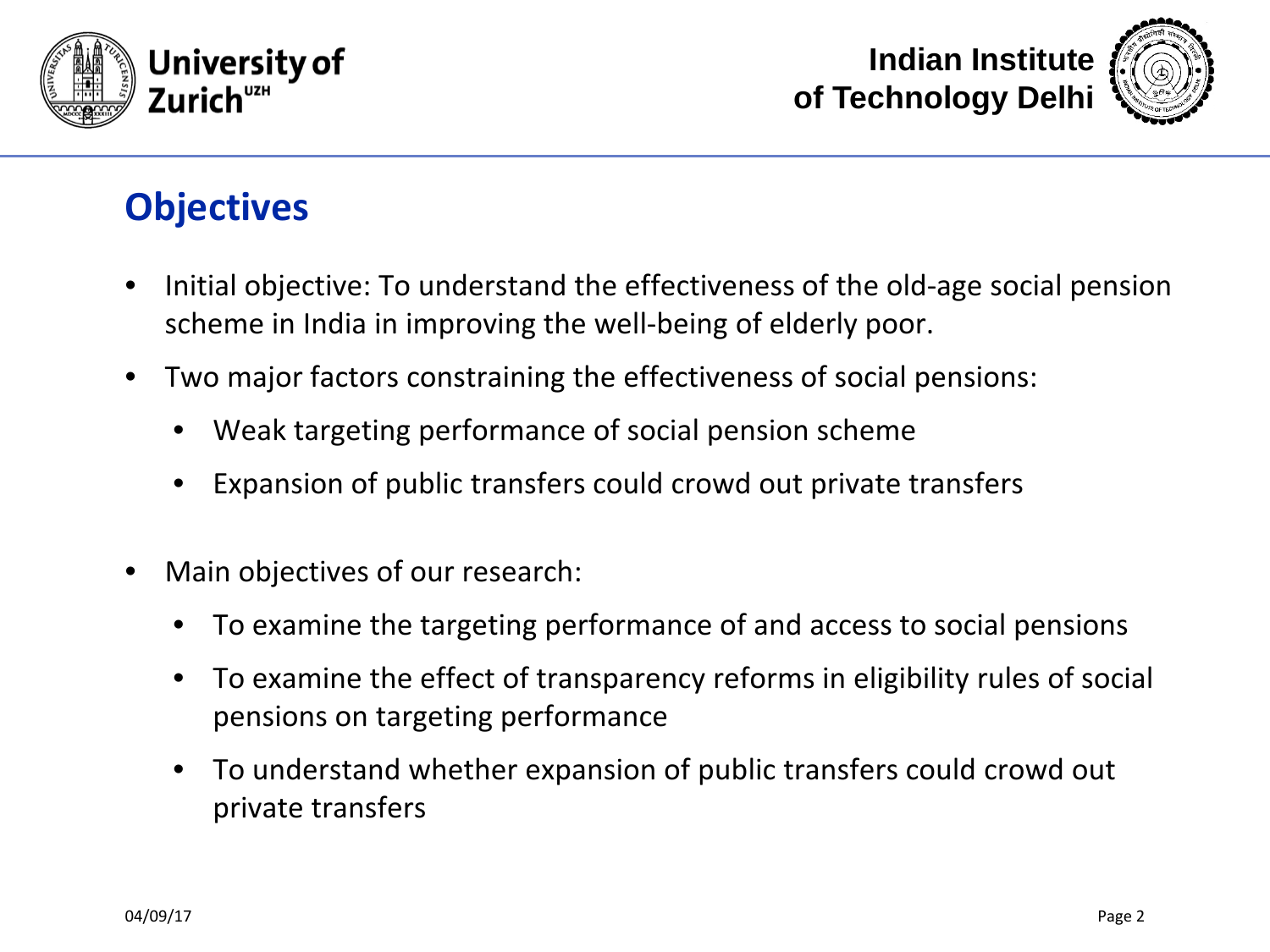## Objectives

- Initial objective: To understand the effectiveness of the old-age social pension scheme in India in improving the well-being of elderly poor.
- Two major factors constraining the effectiveness of social pensions:
  - Weak targeting performance of social pension scheme
  - Expansion of public transfers could crowd out private transfers
- Main objectives of our research:
  - To examine the targeting performance of and access to social pensions
  - To examine the effect of transparency reforms in eligibility rules of social pensions on targeting performance
  - To understand whether expansion of public transfers could crowd out private transfers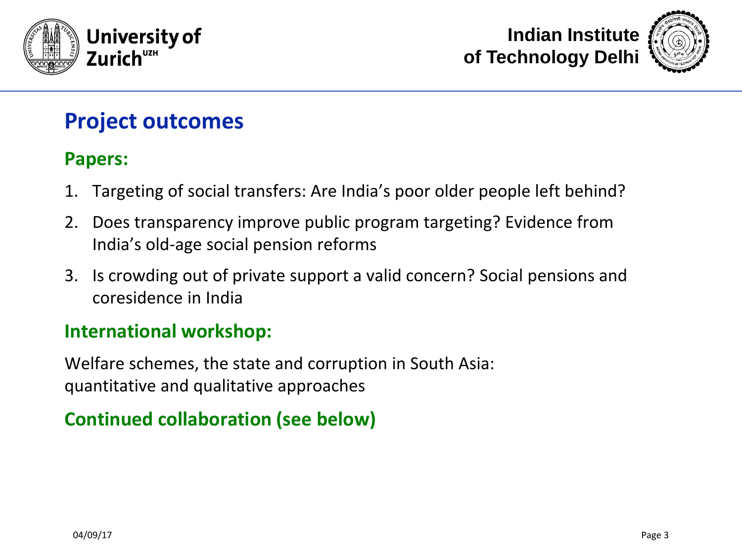# Project outcomes

## Papers:

1. Targeting of social transfers: Are India's poor older people left behind?
2. Does transparency improve public program targeting? Evidence from India's old-age social pension reforms
3. Is crowding out of private support a valid concern? Social pensions and coresidence in India

## International workshop:

Welfare schemes, the state and corruption in South Asia:
quantitative and qualitative approaches

## Continued collaboration (see below)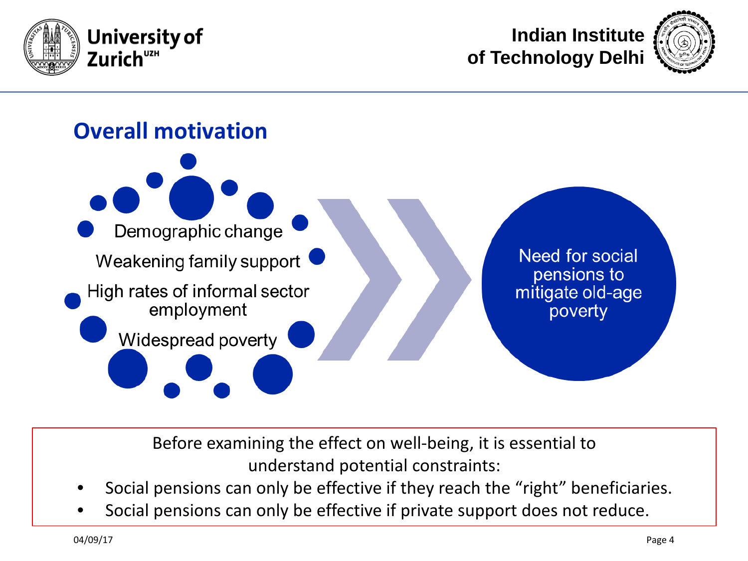## Overall motivation

- Demographic change
- Weakening family support
- High rates of informal sector employment
- Widespread poverty

Need for social pensions to mitigate old-age poverty

Before examining the effect on well-being, it is essential to understand potential constraints:

- Social pensions can only be effective if they reach the "right" beneficiaries.
- Social pensions can only be effective if private support does not reduce.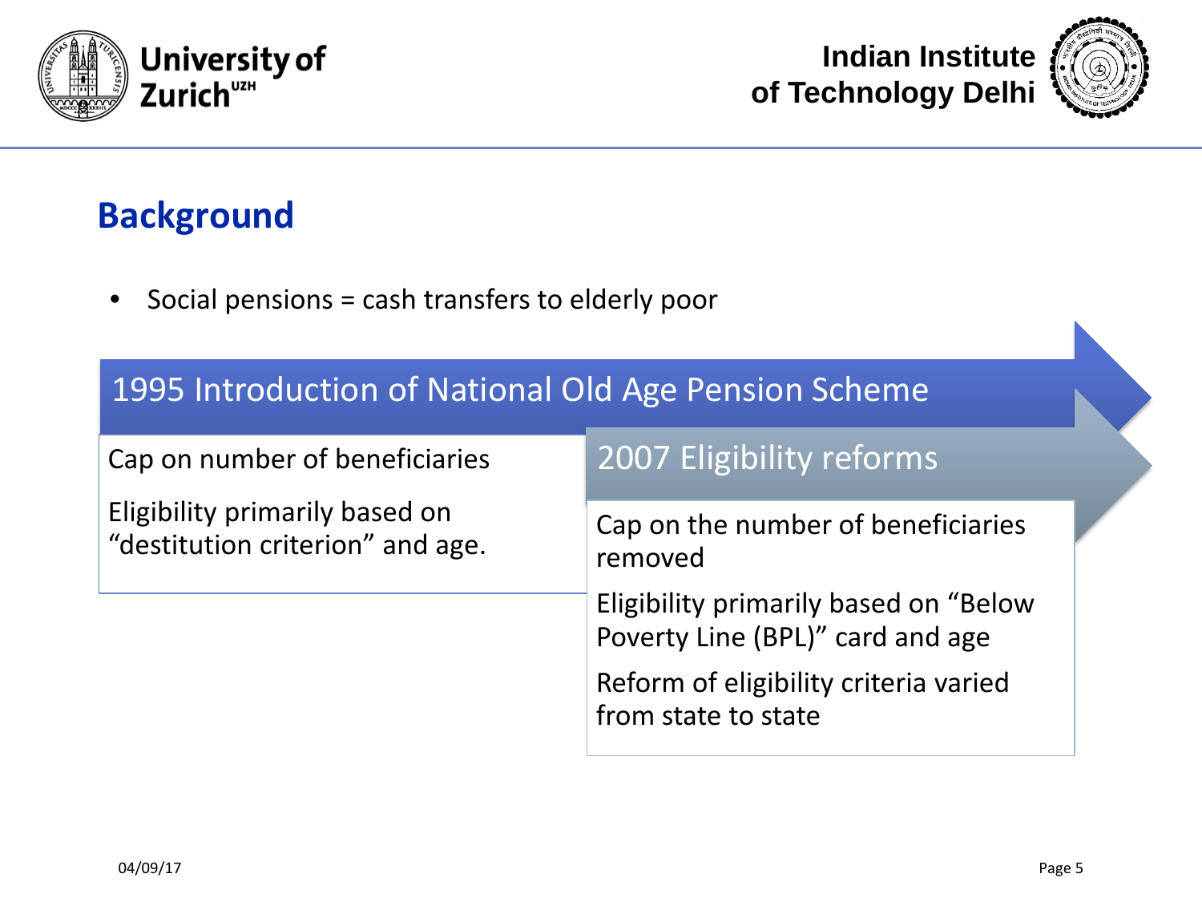## Background

- Social pensions = cash transfers to elderly poor

### 1995 Introduction of National Old Age Pension Scheme

Cap on number of beneficiaries

Eligibility primarily based on "destitution criterion" and age.

### 2007 Eligibility reforms

Cap on the number of beneficiaries removed

Eligibility primarily based on "Below Poverty Line (BPL)" card and age

Reform of eligibility criteria varied from state to state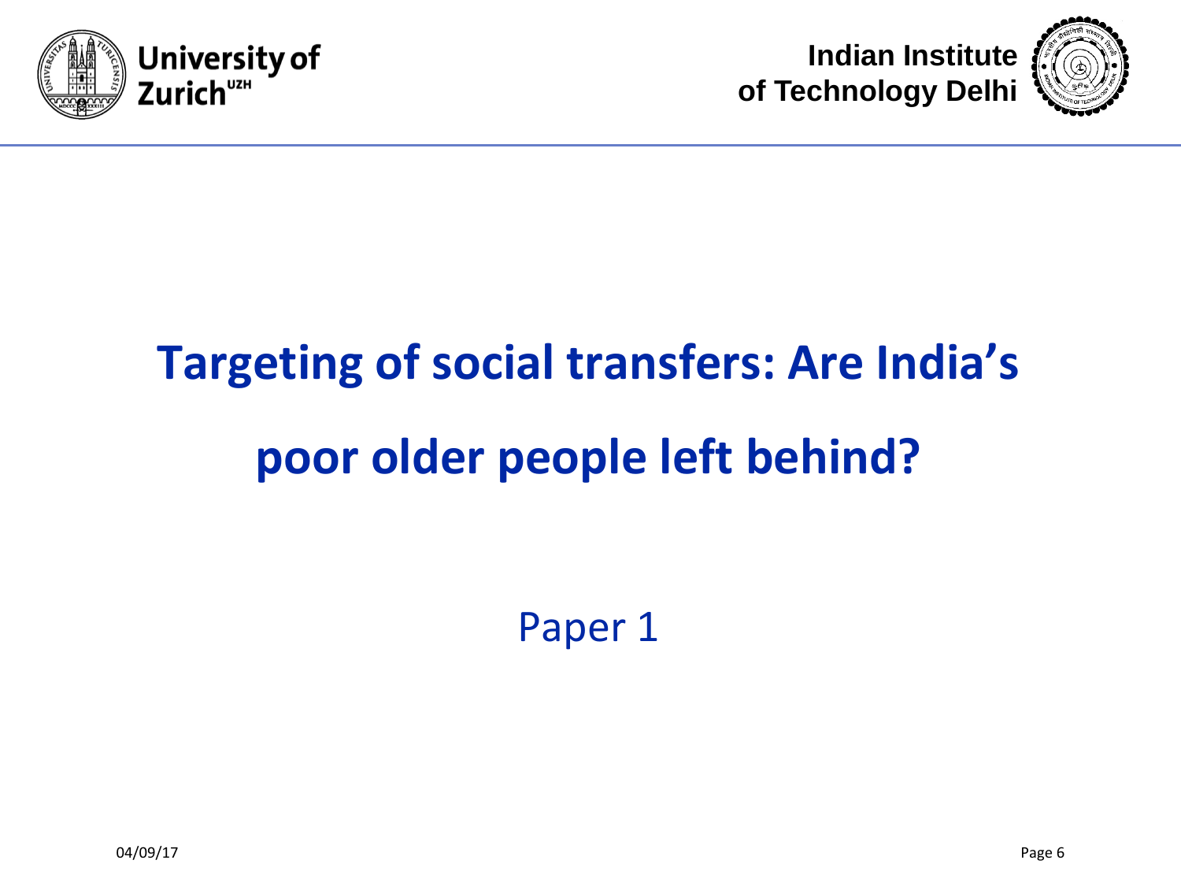# Targeting of social transfers: Are India's poor older people left behind?

Paper 1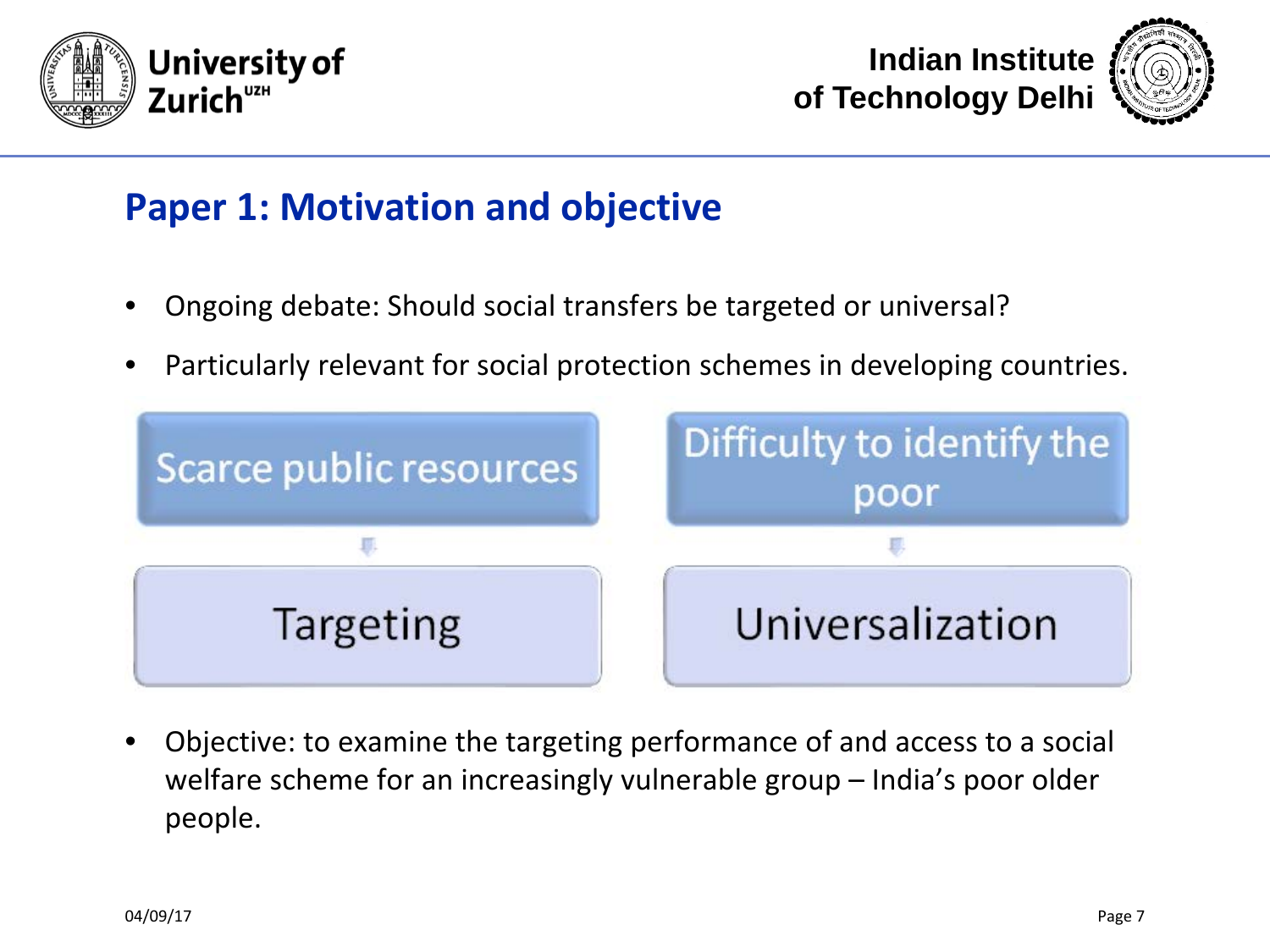## Paper 1: Motivation and objective

- Ongoing debate: Should social transfers be targeted or universal?
- Particularly relevant for social protection schemes in developing countries.

| Scarce public resources | Difficulty to identify the poor |
|---|---|
| ↓ | ↓ |
| Targeting | Universalization |

- Objective: to examine the targeting performance of and access to a social welfare scheme for an increasingly vulnerable group – India's poor older people.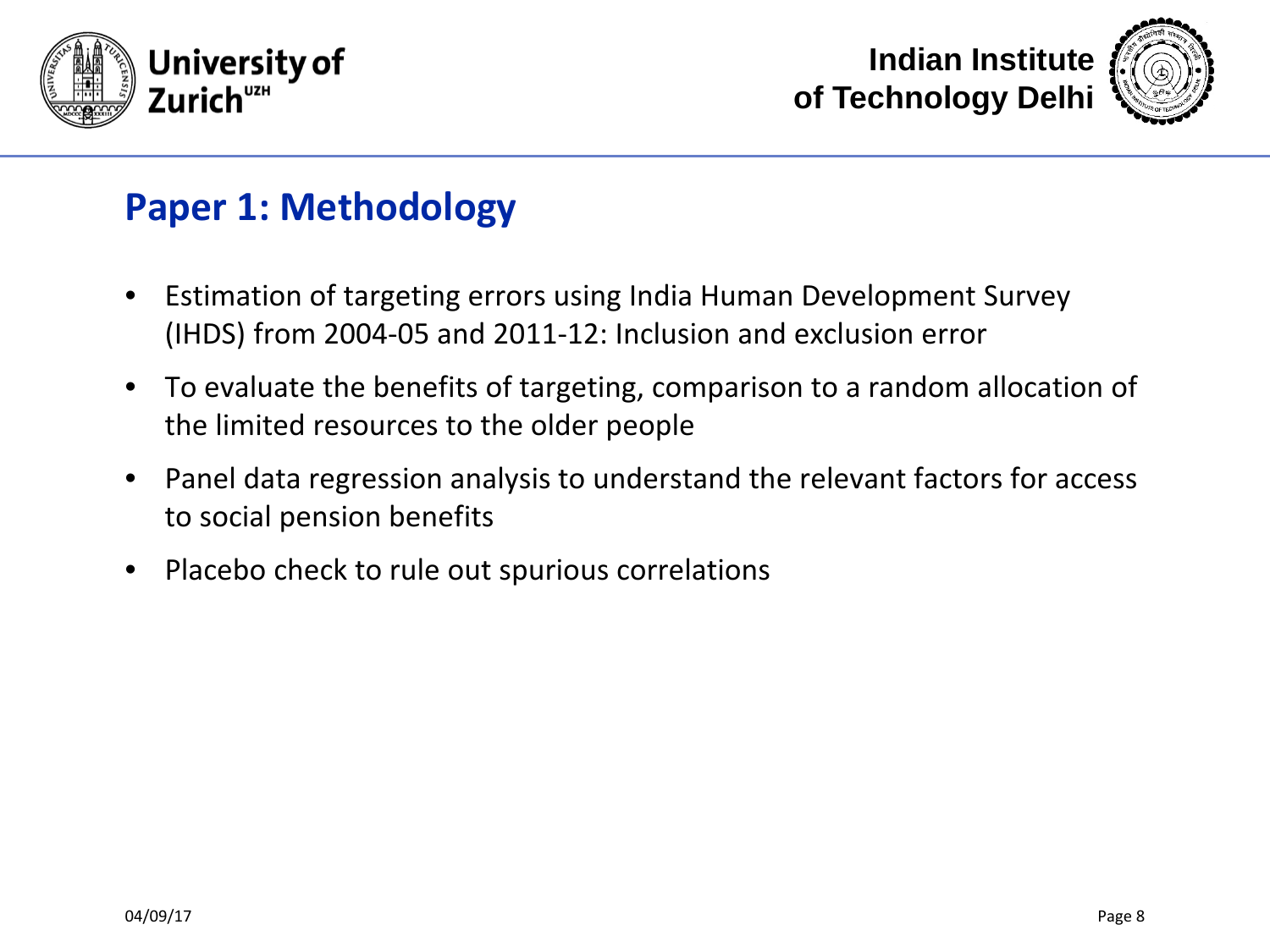## Paper 1: Methodology

- Estimation of targeting errors using India Human Development Survey (IHDS) from 2004-05 and 2011-12: Inclusion and exclusion error
- To evaluate the benefits of targeting, comparison to a random allocation of the limited resources to the older people
- Panel data regression analysis to understand the relevant factors for access to social pension benefits
- Placebo check to rule out spurious correlations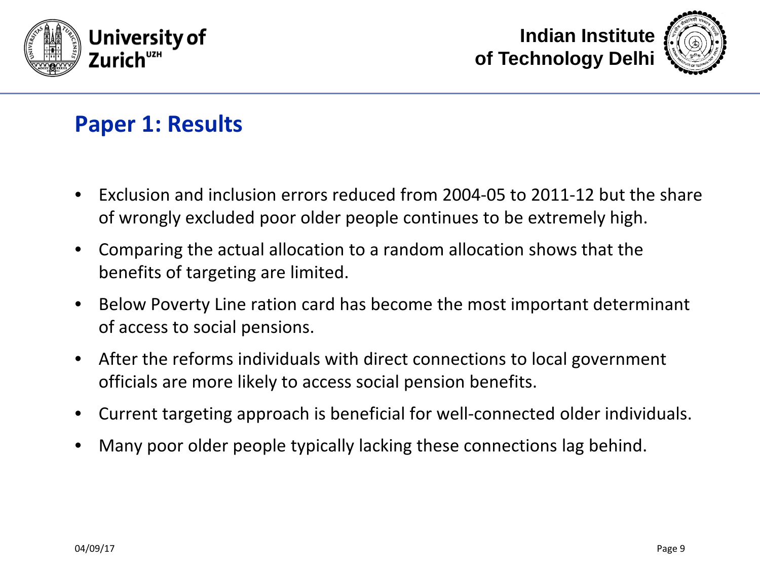## Paper 1: Results

- Exclusion and inclusion errors reduced from 2004-05 to 2011-12 but the share of wrongly excluded poor older people continues to be extremely high.
- Comparing the actual allocation to a random allocation shows that the benefits of targeting are limited.
- Below Poverty Line ration card has become the most important determinant of access to social pensions.
- After the reforms individuals with direct connections to local government officials are more likely to access social pension benefits.
- Current targeting approach is beneficial for well-connected older individuals.
- Many poor older people typically lacking these connections lag behind.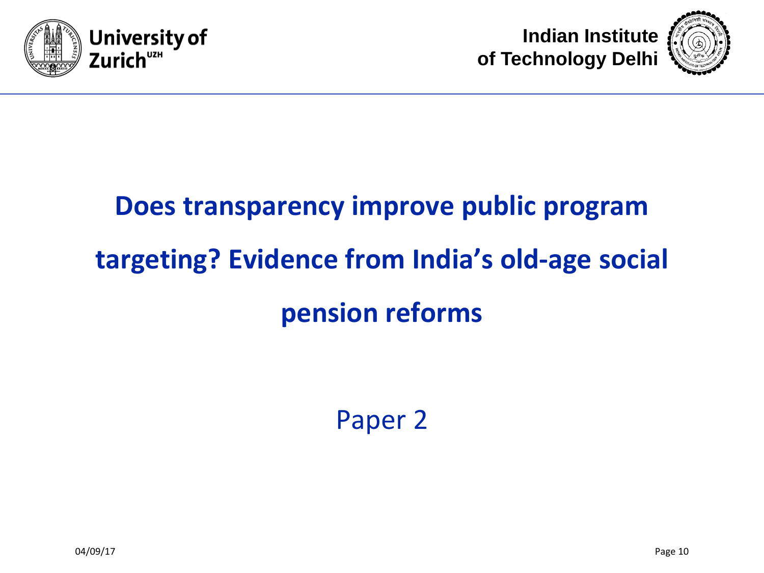# Does transparency improve public program targeting? Evidence from India's old-age social pension reforms

Paper 2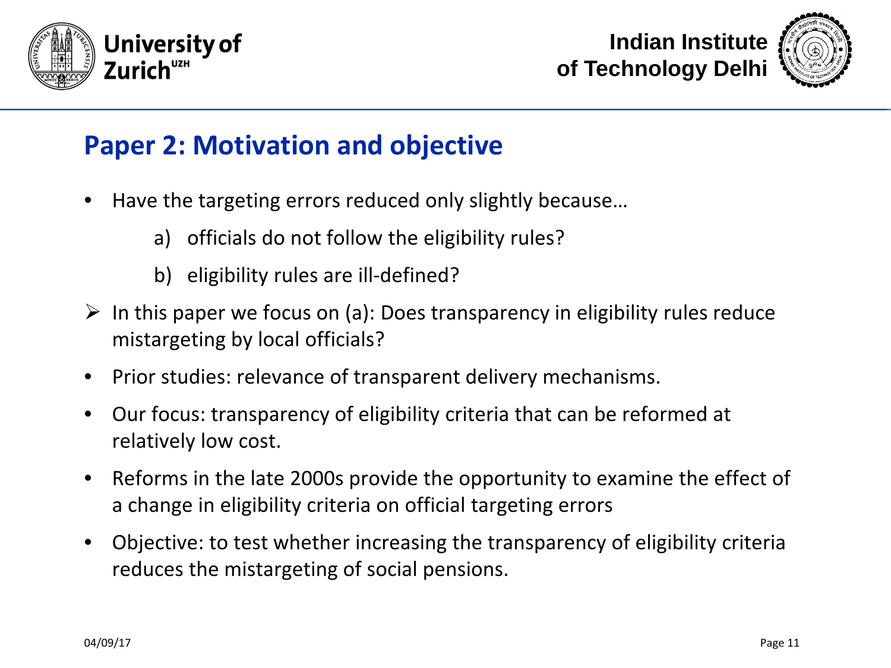## Paper 2: Motivation and objective

- Have the targeting errors reduced only slightly because…
  a) officials do not follow the eligibility rules?
  b) eligibility rules are ill-defined?

➢ In this paper we focus on (a): Does transparency in eligibility rules reduce mistargeting by local officials?

- Prior studies: relevance of transparent delivery mechanisms.
- Our focus: transparency of eligibility criteria that can be reformed at relatively low cost.
- Reforms in the late 2000s provide the opportunity to examine the effect of a change in eligibility criteria on official targeting errors
- Objective: to test whether increasing the transparency of eligibility criteria reduces the mistargeting of social pensions.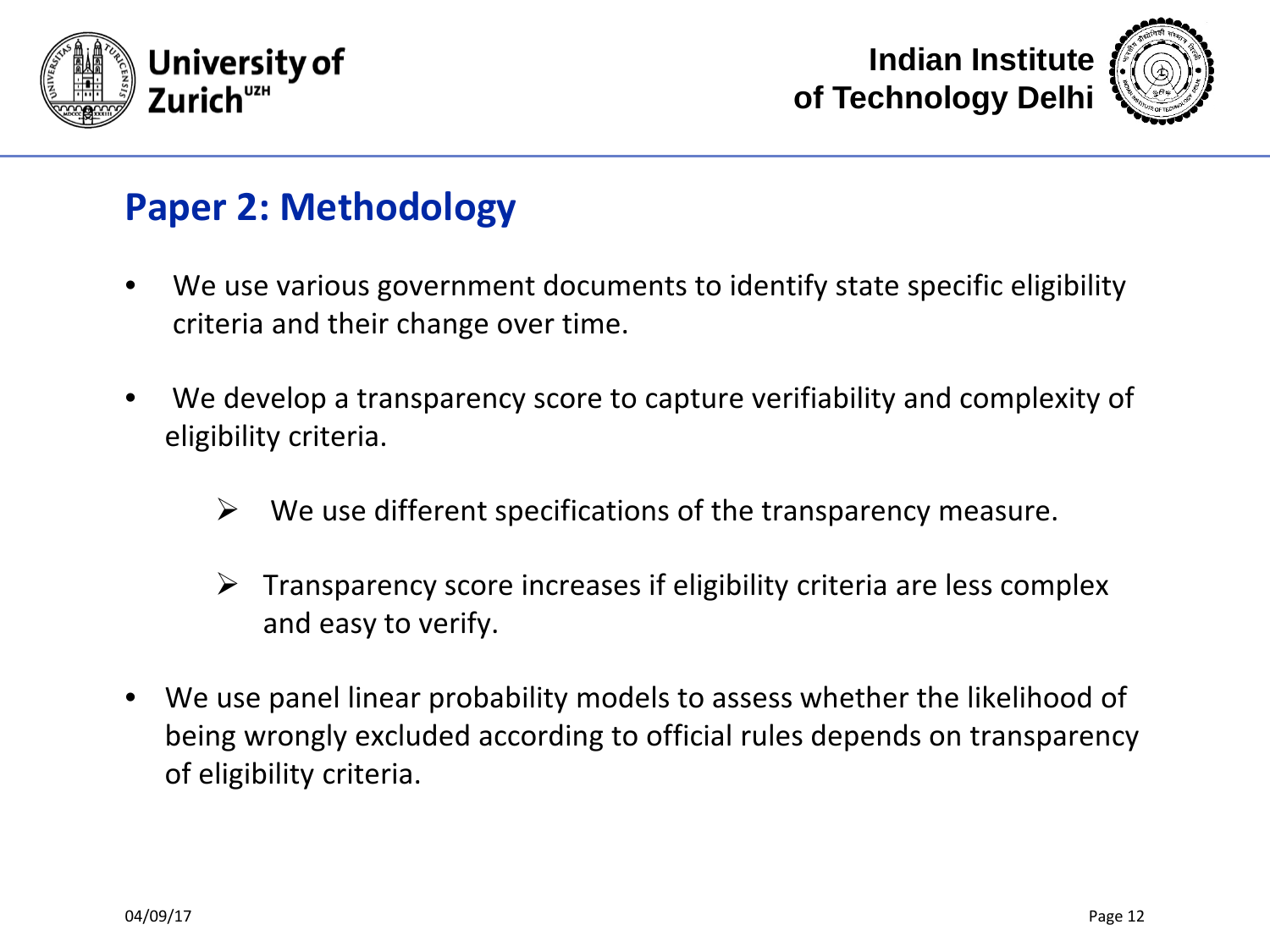## Paper 2: Methodology

- We use various government documents to identify state specific eligibility criteria and their change over time.
- We develop a transparency score to capture verifiability and complexity of eligibility criteria.
  - We use different specifications of the transparency measure.
  - Transparency score increases if eligibility criteria are less complex and easy to verify.
- We use panel linear probability models to assess whether the likelihood of being wrongly excluded according to official rules depends on transparency of eligibility criteria.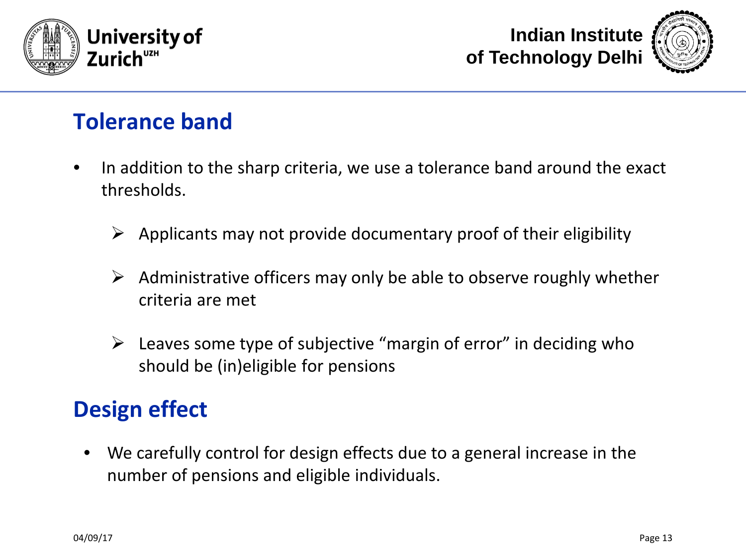## Tolerance band

- In addition to the sharp criteria, we use a tolerance band around the exact thresholds.
  - Applicants may not provide documentary proof of their eligibility
  - Administrative officers may only be able to observe roughly whether criteria are met
  - Leaves some type of subjective "margin of error" in deciding who should be (in)eligible for pensions

## Design effect

- We carefully control for design effects due to a general increase in the number of pensions and eligible individuals.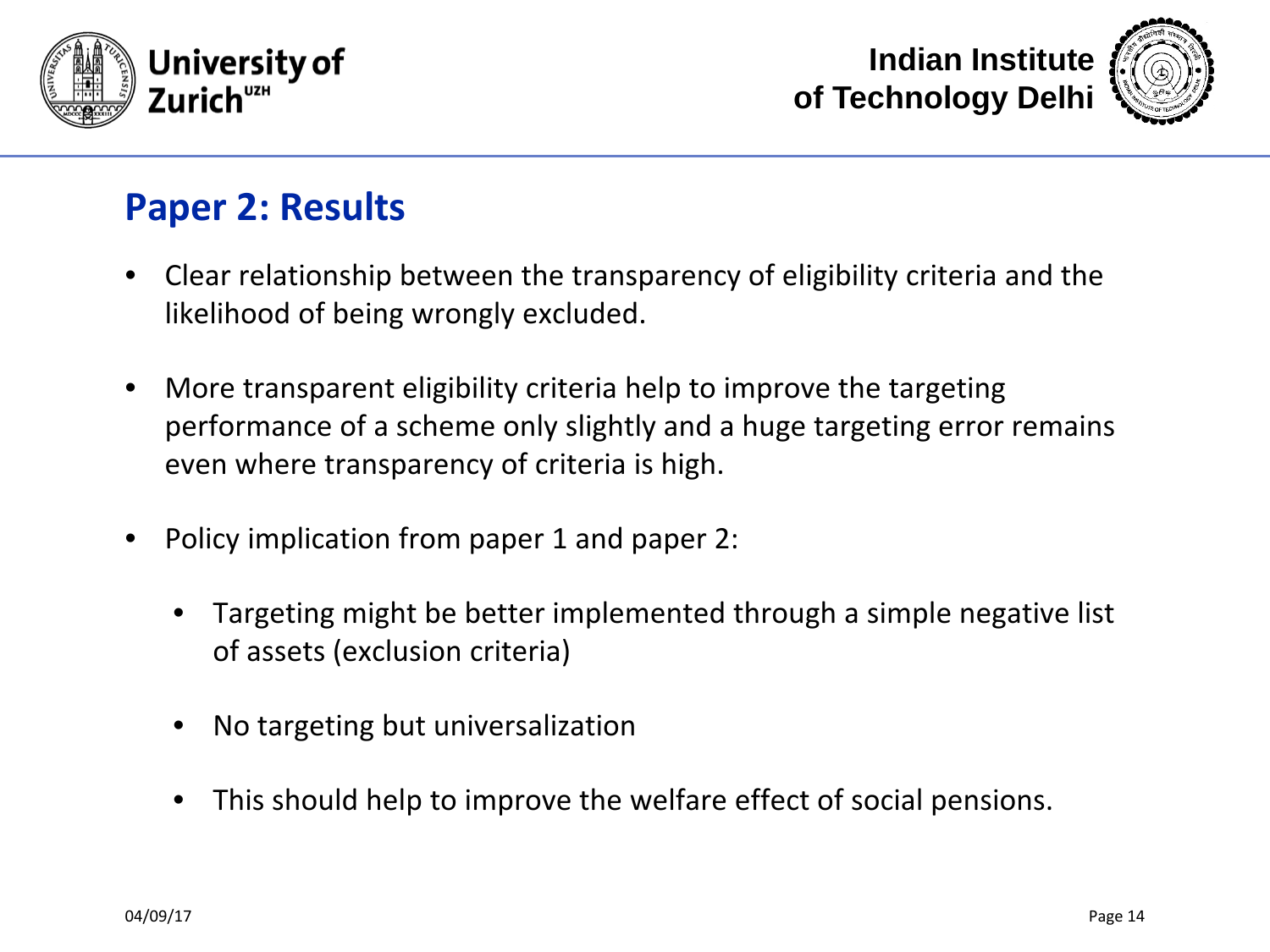## Paper 2: Results

- Clear relationship between the transparency of eligibility criteria and the likelihood of being wrongly excluded.
- More transparent eligibility criteria help to improve the targeting performance of a scheme only slightly and a huge targeting error remains even where transparency of criteria is high.
- Policy implication from paper 1 and paper 2:
  - Targeting might be better implemented through a simple negative list of assets (exclusion criteria)
  - No targeting but universalization
  - This should help to improve the welfare effect of social pensions.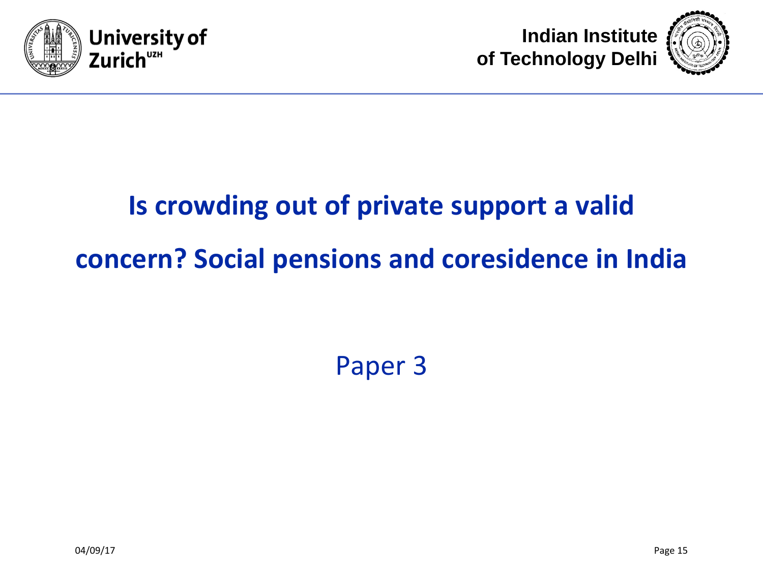# Is crowding out of private support a valid concern? Social pensions and coresidence in India

Paper 3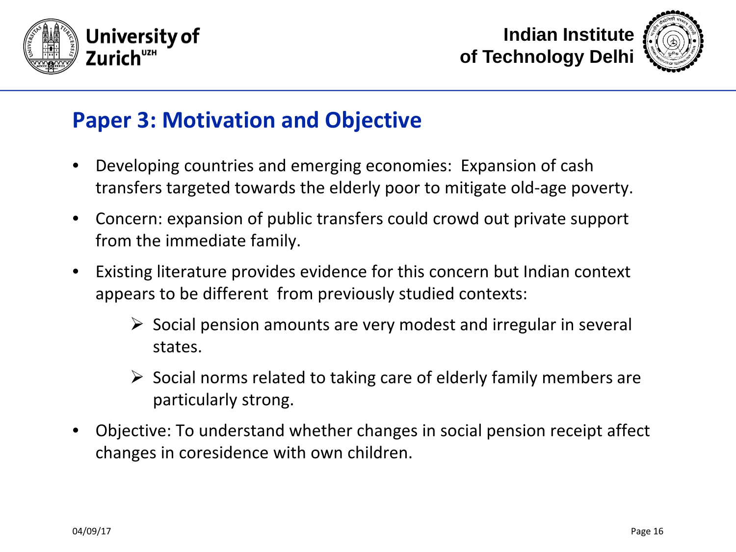## Paper 3: Motivation and Objective

- Developing countries and emerging economies: Expansion of cash transfers targeted towards the elderly poor to mitigate old-age poverty.
- Concern: expansion of public transfers could crowd out private support from the immediate family.
- Existing literature provides evidence for this concern but Indian context appears to be different from previously studied contexts:
  - Social pension amounts are very modest and irregular in several states.
  - Social norms related to taking care of elderly family members are particularly strong.
- Objective: To understand whether changes in social pension receipt affect changes in coresidence with own children.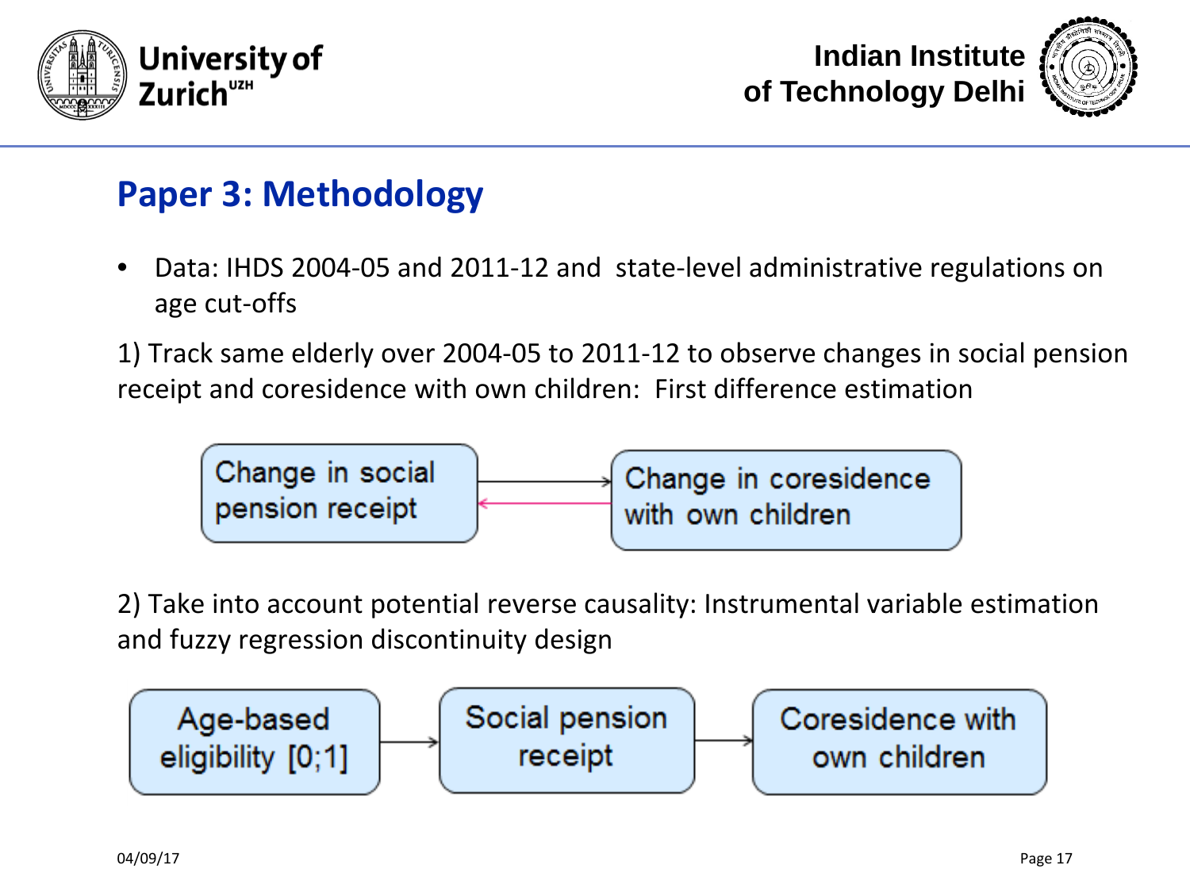## Paper 3: Methodology

- Data: IHDS 2004-05 and 2011-12 and state-level administrative regulations on age cut-offs

1) Track same elderly over 2004-05 to 2011-12 to observe changes in social pension receipt and coresidence with own children: First difference estimation

Change in social pension receipt → Change in coresidence with own children

Change in coresidence with own children → Change in social pension receipt

2) Take into account potential reverse causality: Instrumental variable estimation and fuzzy regression discontinuity design

Age-based eligibility [0;1] → Social pension receipt → Coresidence with own children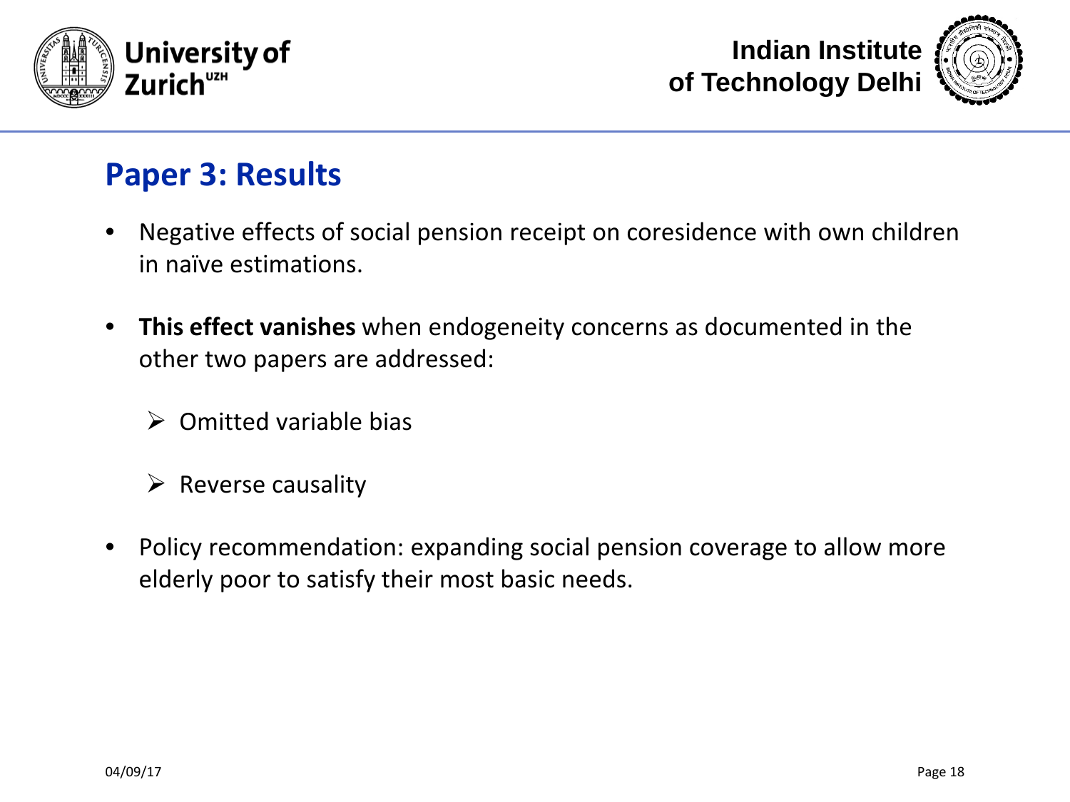## Paper 3: Results

- Negative effects of social pension receipt on coresidence with own children in naïve estimations.
- **This effect vanishes** when endogeneity concerns as documented in the other two papers are addressed:
  - Omitted variable bias
  - Reverse causality
- Policy recommendation: expanding social pension coverage to allow more elderly poor to satisfy their most basic needs.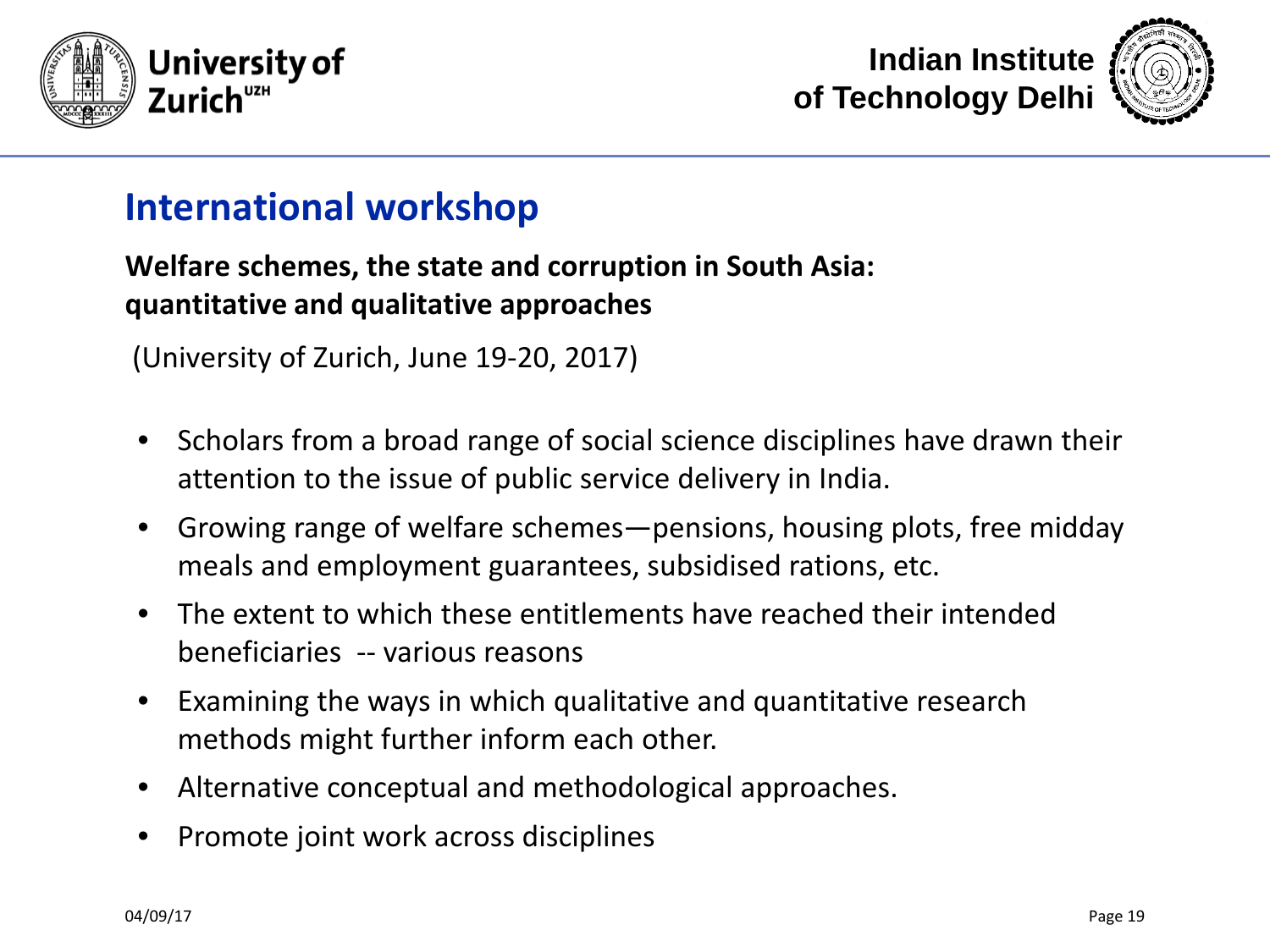# International workshop

**Welfare schemes, the state and corruption in South Asia: quantitative and qualitative approaches**

(University of Zurich, June 19-20, 2017)

- Scholars from a broad range of social science disciplines have drawn their attention to the issue of public service delivery in India.
- Growing range of welfare schemes—pensions, housing plots, free midday meals and employment guarantees, subsidised rations, etc.
- The extent to which these entitlements have reached their intended beneficiaries -- various reasons
- Examining the ways in which qualitative and quantitative research methods might further inform each other.
- Alternative conceptual and methodological approaches.
- Promote joint work across disciplines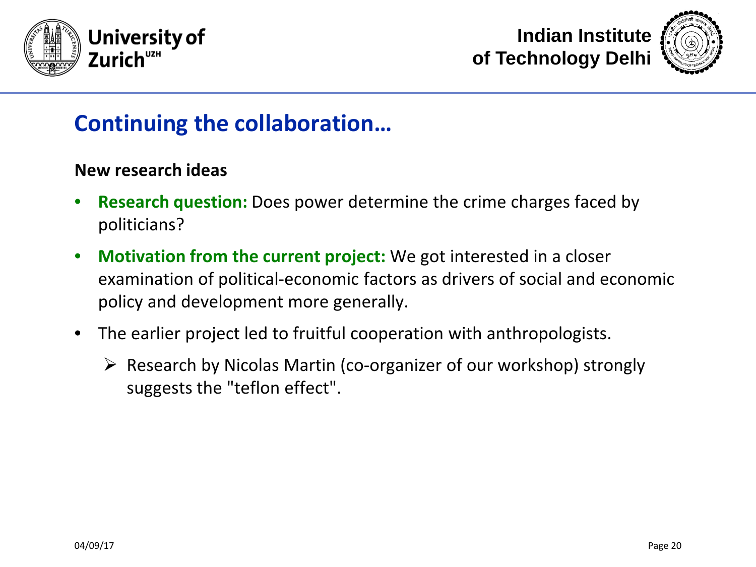# Continuing the collaboration…

**New research ideas**

- **Research question:** Does power determine the crime charges faced by politicians?
- **Motivation from the current project:** We got interested in a closer examination of political-economic factors as drivers of social and economic policy and development more generally.
- The earlier project led to fruitful cooperation with anthropologists.
  - Research by Nicolas Martin (co-organizer of our workshop) strongly suggests the "teflon effect".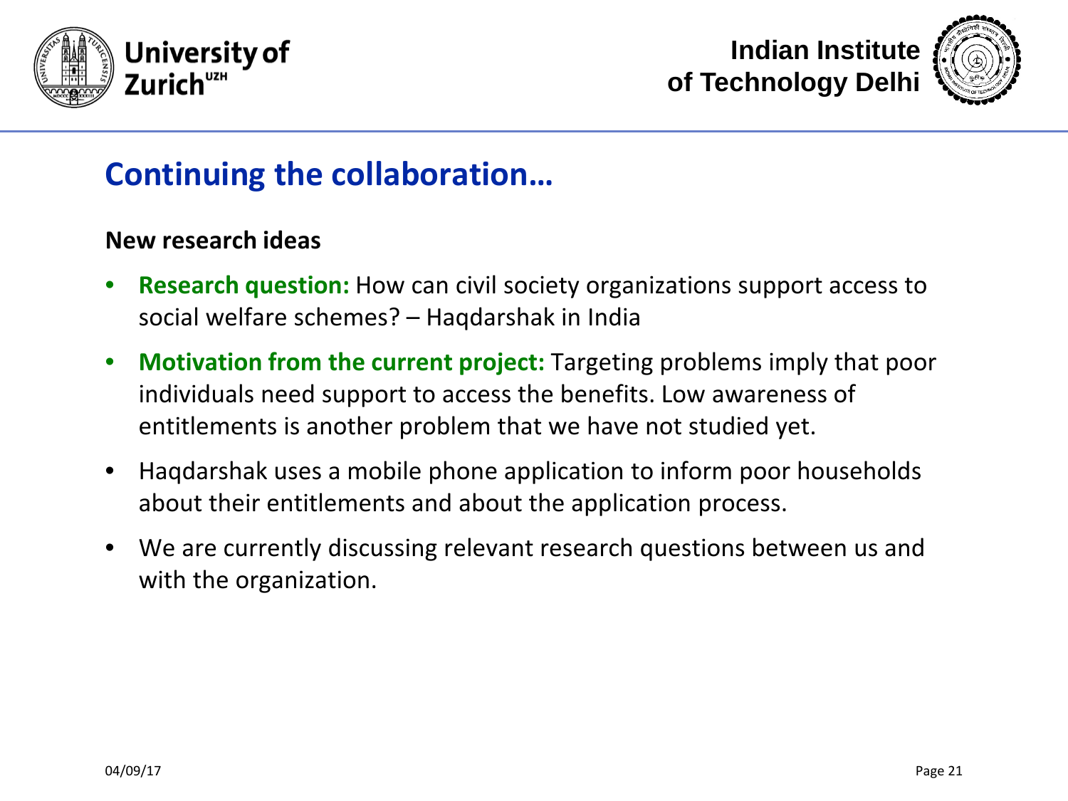## Continuing the collaboration…

**New research ideas**

- **Research question:** How can civil society organizations support access to social welfare schemes? – Haqdarshak in India
- **Motivation from the current project:** Targeting problems imply that poor individuals need support to access the benefits. Low awareness of entitlements is another problem that we have not studied yet.
- Haqdarshak uses a mobile phone application to inform poor households about their entitlements and about the application process.
- We are currently discussing relevant research questions between us and with the organization.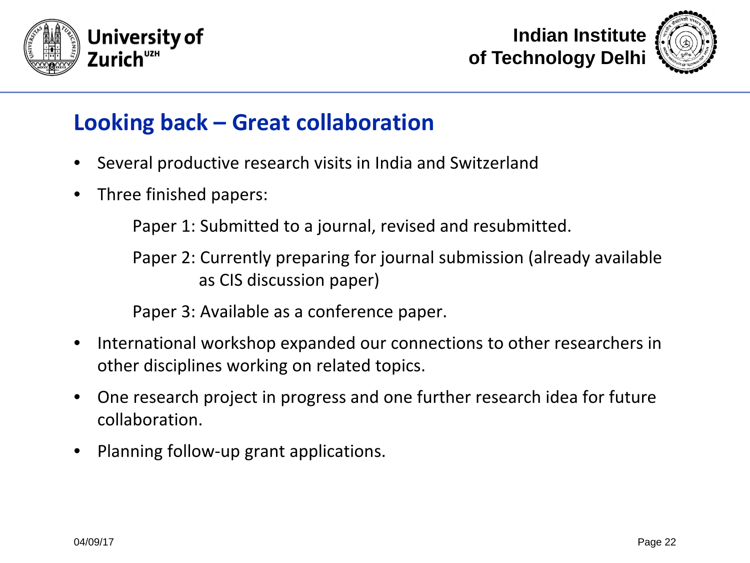## Looking back – Great collaboration

- Several productive research visits in India and Switzerland
- Three finished papers:

  Paper 1: Submitted to a journal, revised and resubmitted.

  Paper 2: Currently preparing for journal submission (already available as CIS discussion paper)

  Paper 3: Available as a conference paper.

- International workshop expanded our connections to other researchers in other disciplines working on related topics.
- One research project in progress and one further research idea for future collaboration.
- Planning follow-up grant applications.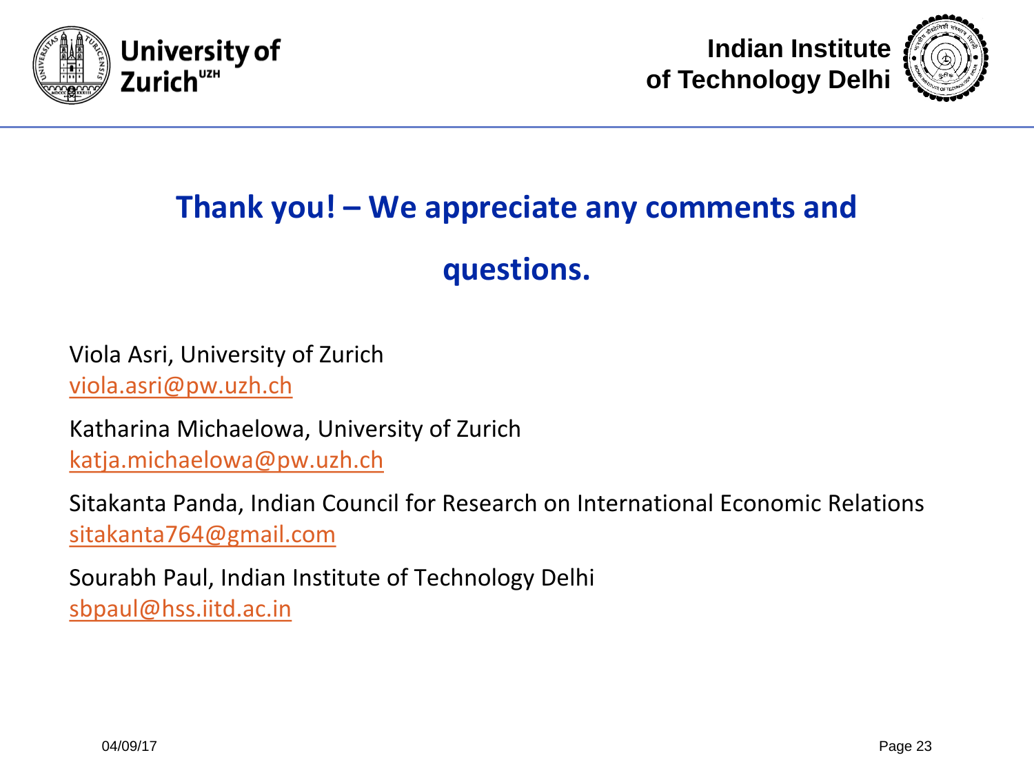# Thank you! – We appreciate any comments and questions.

Viola Asri, University of Zurich
viola.asri@pw.uzh.ch

Katharina Michaelowa, University of Zurich
katja.michaelowa@pw.uzh.ch

Sitakanta Panda, Indian Council for Research on International Economic Relations
sitakanta764@gmail.com

Sourabh Paul, Indian Institute of Technology Delhi
sbpaul@hss.iitd.ac.in